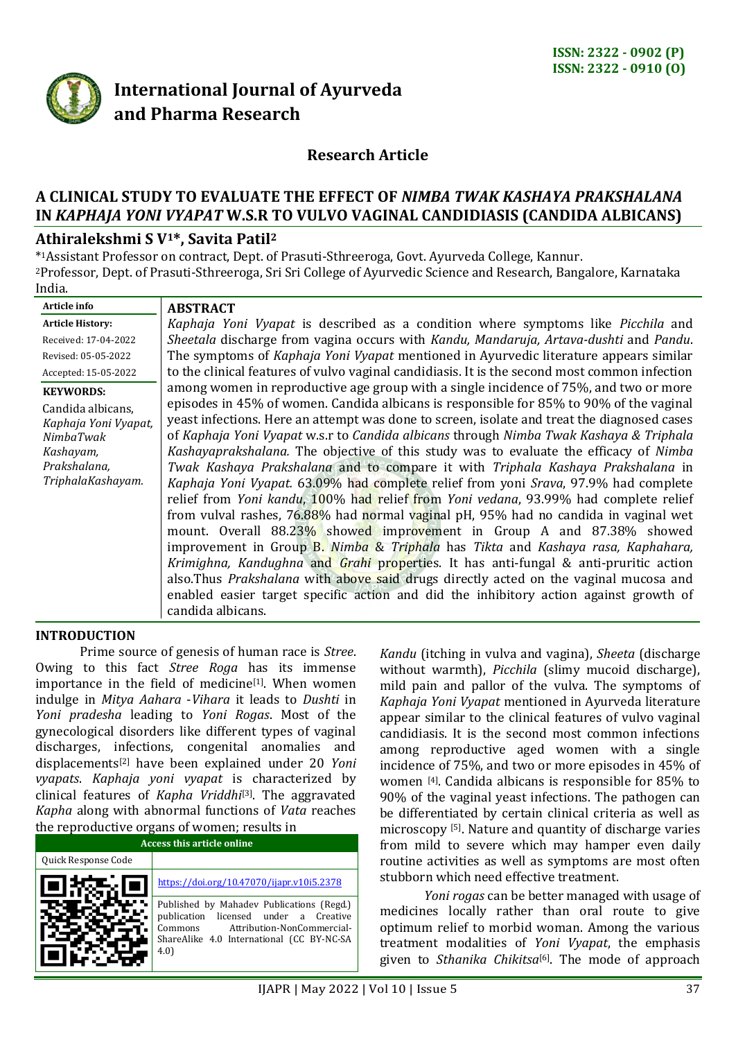ISSN: 2322 - 0902 (P)
ISSN: 2322 - 0910 (O)

# International Journal of Ayurveda and Pharma Research

## Research Article

# A CLINICAL STUDY TO EVALUATE THE EFFECT OF *NIMBA TWAK KASHAYA PRAKSHALANA* IN *KAPHAJA YONI VYAPAT* W.S.R TO VULVO VAGINAL CANDIDIASIS (CANDIDA ALBICANS)

**Athiralekshmi S V[1*], Savita Patil[2]**

[*1]Assistant Professor on contract, Dept. of Prasuti-Sthreeroga, Govt. Ayurveda College, Kannur.
[2]Professor, Dept. of Prasuti-Sthreeroga, Sri Sri College of Ayurvedic Science and Research, Bangalore, Karnataka India.

**Article info**

**Article History:**
Received: 17-04-2022
Revised: 05-05-2022
Accepted: 15-05-2022

**KEYWORDS:**
Candida albicans, *Kaphaja Yoni Vyapat, NimbaTwak Kashayam, Prakshalana, TriphalaKashayam.*

## ABSTRACT

*Kaphaja Yoni Vyapat* is described as a condition where symptoms like *Picchila* and *Sheetala* discharge from vagina occurs with *Kandu, Mandaruja, Artava-dushti* and *Pandu*. The symptoms of *Kaphaja Yoni Vyapat* mentioned in Ayurvedic literature appears similar to the clinical features of vulvo vaginal candidiasis. It is the second most common infection among women in reproductive age group with a single incidence of 75%, and two or more episodes in 45% of women. Candida albicans is responsible for 85% to 90% of the vaginal yeast infections. Here an attempt was done to screen, isolate and treat the diagnosed cases of *Kaphaja Yoni Vyapat* w.s.r to *Candida albicans* through *Nimba Twak Kashaya & Triphala Kashayaprakshalana.* The objective of this study was to evaluate the efficacy of *Nimba Twak Kashaya Prakshalana* and to compare it with *Triphala Kashaya Prakshalana* in *Kaphaja Yoni Vyapat.* 63.09% had complete relief from yoni *Srava*, 97.9% had complete relief from *Yoni kandu*, 100% had relief from *Yoni vedana*, 93.99% had complete relief from vulval rashes, 76.88% had normal vaginal pH, 95% had no candida in vaginal wet mount. Overall 88.23% showed improvement in Group A and 87.38% showed improvement in Group B. *Nimba* & *Triphala* has *Tikta* and *Kashaya rasa, Kaphahara, Krimighna, Kandughna* and *Grahi* properties. It has anti-fungal & anti-pruritic action also.Thus *Prakshalana* with above said drugs directly acted on the vaginal mucosa and enabled easier target specific action and did the inhibitory action against growth of candida albicans.

## INTRODUCTION

Prime source of genesis of human race is *Stree*. Owing to this fact *Stree Roga* has its immense importance in the field of medicine[1]. When women indulge in *Mitya Aahara -Vihara* it leads to *Dushti* in *Yoni pradesha* leading to *Yoni Rogas*. Most of the gynecological disorders like different types of vaginal discharges, infections, congenital anomalies and displacements[2] have been explained under 20 *Yoni vyapats*. *Kaphaja yoni vyapat* is characterized by clinical features of *Kapha Vriddhi*[3]. The aggravated *Kapha* along with abnormal functions of *Vata* reaches the reproductive organs of women; results in *Kandu* (itching in vulva and vagina), *Sheeta* (discharge without warmth), *Picchila* (slimy mucoid discharge), mild pain and pallor of the vulva. The symptoms of *Kaphaja Yoni Vyapat* mentioned in Ayurveda literature appear similar to the clinical features of vulvo vaginal candidiasis. It is the second most common infections among reproductive aged women with a single incidence of 75%, and two or more episodes in 45% of women [4]. Candida albicans is responsible for 85% to 90% of the vaginal yeast infections. The pathogen can be differentiated by certain clinical criteria as well as microscopy [5]. Nature and quantity of discharge varies from mild to severe which may hamper even daily routine activities as well as symptoms are most often stubborn which need effective treatment.

| Access this article online | |
|---|---|
| Quick Response Code | |
| | https://doi.org/10.47070/ijapr.v10i5.2378 |
| | Published by Mahadev Publications (Regd.) publication licensed under a Creative Commons Attribution-NonCommercial-ShareAlike 4.0 International (CC BY-NC-SA 4.0) |

*Yoni rogas* can be better managed with usage of medicines locally rather than oral route to give optimum relief to morbid woman. Among the various treatment modalities of *Yoni Vyapat*, the emphasis given to *Sthanika Chikitsa*[6]. The mode of approach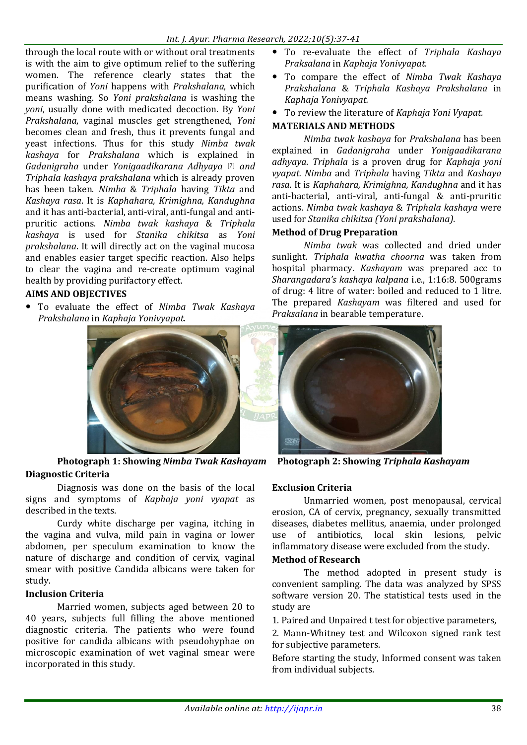through the local route with or without oral treatments is with the aim to give optimum relief to the suffering women. The reference clearly states that the purification of *Yoni* happens with *Prakshalana*, which means washing. So *Yoni prakshalana* is washing the *yoni*, usually done with medicated decoction. By *Yoni Prakshalana*, vaginal muscles get strengthened, *Yoni* becomes clean and fresh, thus it prevents fungal and yeast infections. Thus for this study *Nimba twak kashaya* for *Prakshalana* which is explained in *Gadanigraha* under *Yonigaadikarana Adhyaya* [7] *and Triphala kashaya prakshalana* which is already proven has been taken. *Nimba* & *Triphala* having *Tikta* and *Kashaya rasa*. It is *Kaphahara, Krimighna, Kandughna* and it has anti-bacterial, anti-viral, anti-fungal and anti-pruritic actions. *Nimba twak kashaya* & *Triphala kashaya* is used for *Stanika chikitsa* as *Yoni prakshalana*. It will directly act on the vaginal mucosa and enables easier target specific reaction. Also helps to clear the vagina and re-create optimum vaginal health by providing purifactory effect.

## AIMS AND OBJECTIVES

- To evaluate the effect of *Nimba Twak Kashaya Prakshalana* in *Kaphaja Yonivyapat.*
- To re-evaluate the effect of *Triphala Kashaya Praksalana* in *Kaphaja Yonivyapat*.
- To compare the effect of *Nimba Twak Kashaya Prakshalana* & *Triphala Kashaya Prakshalana* in *Kaphaja Yonivyapat.*
- To review the literature of *Kaphaja Yoni Vyapat.*

## MATERIALS AND METHODS

*Nimba twak kashaya* for *Prakshalana* has been explained in *Gadanigraha* under *Yonigaadikarana adhyaya*. *Triphala* is a proven drug for *Kaphaja yoni vyapat. Nimba* and *Triphala* having *Tikta* and *Kashaya rasa*. It is *Kaphahara, Krimighna, Kandughna* and it has anti-bacterial, anti-viral, anti-fungal & anti-pruritic actions. *Nimba twak kashaya* & *Triphala kashaya* were used for *Stanika chikitsa (Yoni prakshalana).*

### Method of Drug Preparation

*Nimba twak* was collected and dried under sunlight. *Triphala kwatha choorna* was taken from hospital pharmacy. *Kashayam* was prepared acc to *Sharangadara's kashaya kalpana* i.e., 1:16:8. 500grams of drug: 4 litre of water: boiled and reduced to 1 litre. The prepared *Kashayam* was filtered and used for *Praksalana* in bearable temperature.

**Photograph 1: Showing *Nimba Twak Kashayam***

**Photograph 2: Showing *Triphala Kashayam***

### Diagnostic Criteria

Diagnosis was done on the basis of the local signs and symptoms of *Kaphaja yoni vyapat* as described in the texts.

Curdy white discharge per vagina, itching in the vagina and vulva, mild pain in vagina or lower abdomen, per speculum examination to know the nature of discharge and condition of cervix, vaginal smear with positive Candida albicans were taken for study.

### Inclusion Criteria

Married women, subjects aged between 20 to 40 years, subjects full filling the above mentioned diagnostic criteria. The patients who were found positive for candida albicans with pseudohyphae on microscopic examination of wet vaginal smear were incorporated in this study.

### Exclusion Criteria

Unmarried women, post menopausal, cervical erosion, CA of cervix, pregnancy, sexually transmitted diseases, diabetes mellitus, anaemia, under prolonged use of antibiotics, local skin lesions, pelvic inflammatory disease were excluded from the study.

### Method of Research

The method adopted in present study is convenient sampling. The data was analyzed by SPSS software version 20. The statistical tests used in the study are

1. Paired and Unpaired t test for objective parameters,
2. Mann-Whitney test and Wilcoxon signed rank test for subjective parameters.

Before starting the study, Informed consent was taken from individual subjects.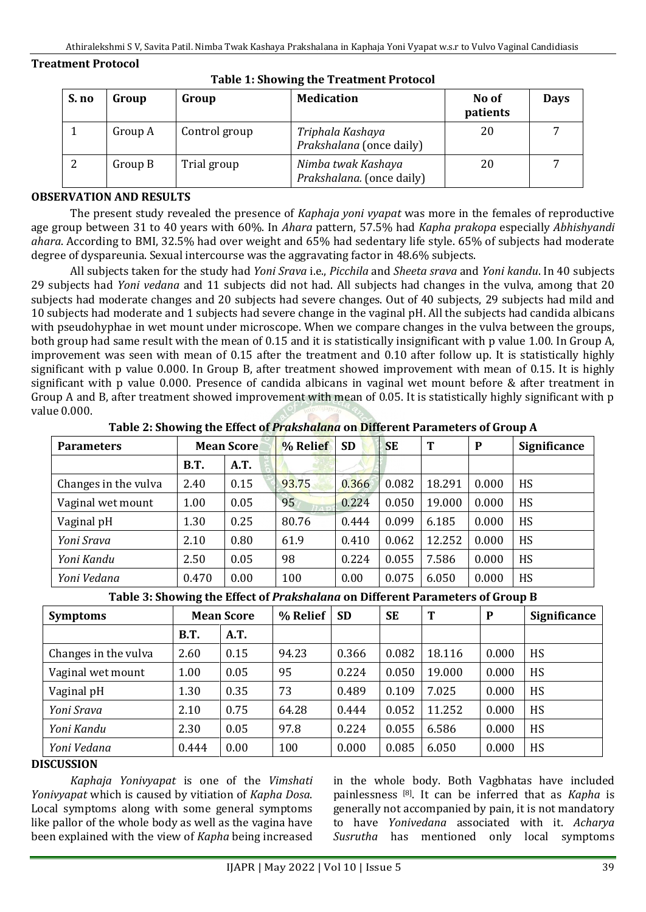## Treatment Protocol

**Table 1: Showing the Treatment Protocol**

| S. no | Group | Group | Medication | No of patients | Days |
|---|---|---|---|---|---|
| 1 | Group A | Control group | *Triphala Kashaya Prakshalana* (once daily) | 20 | 7 |
| 2 | Group B | Trial group | *Nimba twak Kashaya Prakshalana.* (once daily) | 20 | 7 |

## OBSERVATION AND RESULTS

The present study revealed the presence of *Kaphaja yoni vyapat* was more in the females of reproductive age group between 31 to 40 years with 60%. In *Ahara* pattern, 57.5% had *Kapha prakopa* especially *Abhishyandi ahara*. According to BMI, 32.5% had over weight and 65% had sedentary life style. 65% of subjects had moderate degree of dyspareunia. Sexual intercourse was the aggravating factor in 48.6% subjects.

All subjects taken for the study had *Yoni Srava* i.e., *Picchila* and *Sheeta srava* and *Yoni kandu*. In 40 subjects 29 subjects had *Yoni vedana* and 11 subjects did not had. All subjects had changes in the vulva, among that 20 subjects had moderate changes and 20 subjects had severe changes. Out of 40 subjects, 29 subjects had mild and 10 subjects had moderate and 1 subjects had severe change in the vaginal pH. All the subjects had candida albicans with pseudohyphae in wet mount under microscope. When we compare changes in the vulva between the groups, both group had same result with the mean of 0.15 and it is statistically insignificant with p value 1.00. In Group A, improvement was seen with mean of 0.15 after the treatment and 0.10 after follow up. It is statistically highly significant with p value 0.000. In Group B, after treatment showed improvement with mean of 0.15. It is highly significant with p value 0.000. Presence of candida albicans in vaginal wet mount before & after treatment in Group A and B, after treatment showed improvement with mean of 0.05. It is statistically highly significant with p value 0.000.

**Table 2: Showing the Effect of *Prakshalana* on Different Parameters of Group A**

| Parameters | Mean Score | | % Relief | SD | SE | T | P | Significance |
|---|---|---|---|---|---|---|---|---|
| | B.T. | A.T. | | | | | | |
| Changes in the vulva | 2.40 | 0.15 | 93.75 | 0.366 | 0.082 | 18.291 | 0.000 | HS |
| Vaginal wet mount | 1.00 | 0.05 | 95 | 0.224 | 0.050 | 19.000 | 0.000 | HS |
| Vaginal pH | 1.30 | 0.25 | 80.76 | 0.444 | 0.099 | 6.185 | 0.000 | HS |
| *Yoni Srava* | 2.10 | 0.80 | 61.9 | 0.410 | 0.062 | 12.252 | 0.000 | HS |
| *Yoni Kandu* | 2.50 | 0.05 | 98 | 0.224 | 0.055 | 7.586 | 0.000 | HS |
| *Yoni Vedana* | 0.470 | 0.00 | 100 | 0.00 | 0.075 | 6.050 | 0.000 | HS |

**Table 3: Showing the Effect of *Prakshalana* on Different Parameters of Group B**

| Symptoms | Mean Score | | % Relief | SD | SE | T | P | Significance |
|---|---|---|---|---|---|---|---|---|
| | B.T. | A.T. | | | | | | |
| Changes in the vulva | 2.60 | 0.15 | 94.23 | 0.366 | 0.082 | 18.116 | 0.000 | HS |
| Vaginal wet mount | 1.00 | 0.05 | 95 | 0.224 | 0.050 | 19.000 | 0.000 | HS |
| Vaginal pH | 1.30 | 0.35 | 73 | 0.489 | 0.109 | 7.025 | 0.000 | HS |
| *Yoni Srava* | 2.10 | 0.75 | 64.28 | 0.444 | 0.052 | 11.252 | 0.000 | HS |
| *Yoni Kandu* | 2.30 | 0.05 | 97.8 | 0.224 | 0.055 | 6.586 | 0.000 | HS |
| *Yoni Vedana* | 0.444 | 0.00 | 100 | 0.000 | 0.085 | 6.050 | 0.000 | HS |

## DISCUSSION

*Kaphaja Yonivyapat* is one of the *Vimshati Yonivyapat* which is caused by vitiation of *Kapha Dosa*. Local symptoms along with some general symptoms like pallor of the whole body as well as the vagina have been explained with the view of *Kapha* being increased in the whole body. Both Vagbhatas have included painlessness [8]. It can be inferred that as *Kapha* is generally not accompanied by pain, it is not mandatory to have *Yonivedana* associated with it. *Acharya Susrutha* has mentioned only local symptoms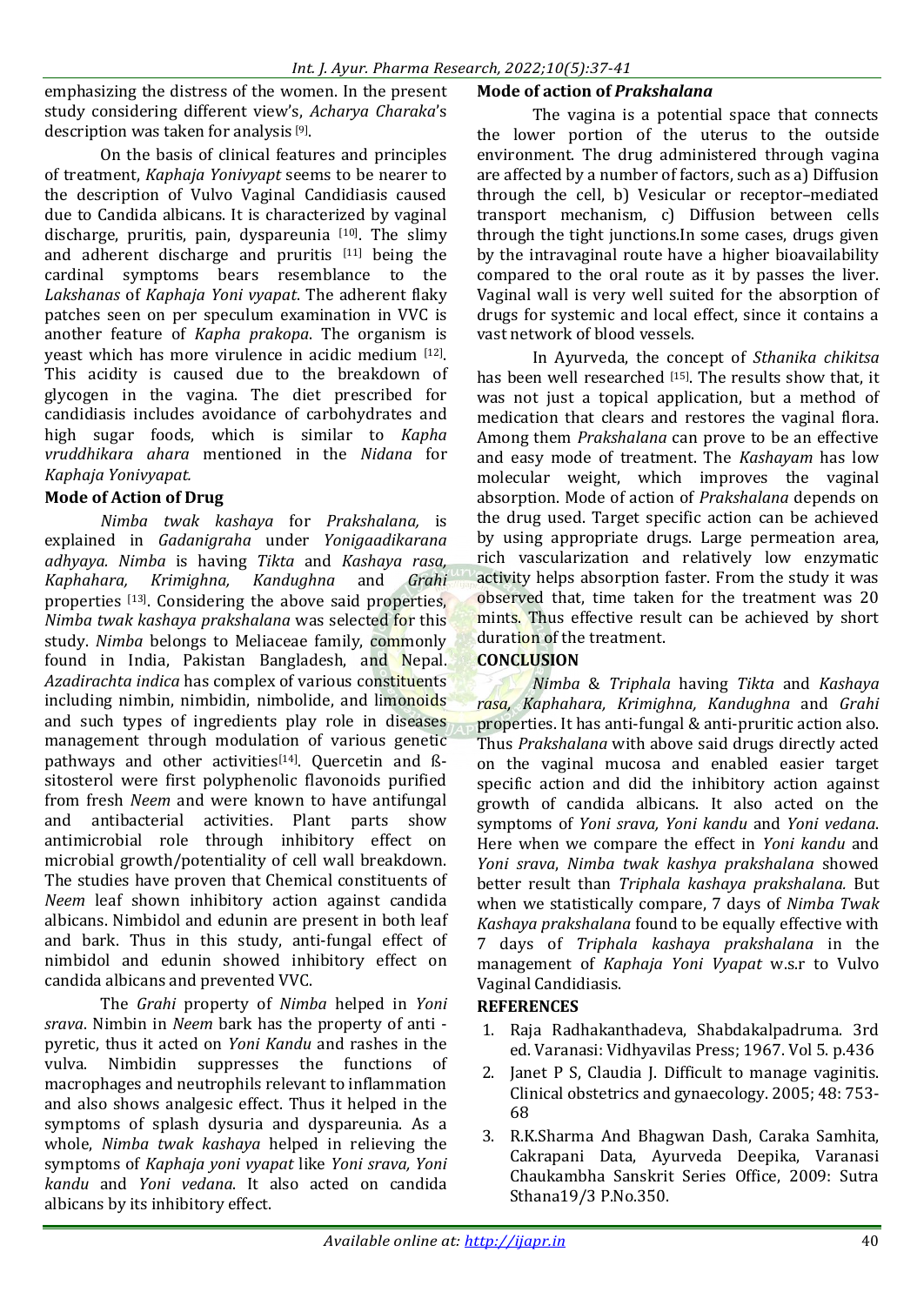emphasizing the distress of the women. In the present study considering different view's, *Acharya Charaka*'s description was taken for analysis [9].

On the basis of clinical features and principles of treatment, *Kaphaja Yonivypt* seems to be nearer to the description of Vulvo Vaginal Candidiasis caused due to Candida albicans. It is characterized by vaginal discharge, pruritis, pain, dyspareunia [10]. The slimy and adherent discharge and pruritis [11] being the cardinal symptoms bears resemblance to the *Lakshanas* of *Kaphaja Yoni vyapat*. The adherent flaky patches seen on per speculum examination in VVC is another feature of *Kapha prakopa*. The organism is yeast which has more virulence in acidic medium [12]. This acidity is caused due to the breakdown of glycogen in the vagina. The diet prescribed for candidiasis includes avoidance of carbohydrates and high sugar foods, which is similar to *Kapha vruddhikara ahara* mentioned in the *Nidana* for *Kaphaja Yonivyapat.*

## Mode of Action of Drug

*Nimba twak kashaya* for *Prakshalana,* is explained in *Gadanigraha* under *Yonigaadikarana adhyaya. Nimba* is having *Tikta* and *Kashaya rasa, Kaphahara, Krimighna, Kandughna* and *Grahi* properties [13]. Considering the above said properties, *Nimba twak kashaya prakshalana* was selected for this study. *Nimba* belongs to Meliaceae family, commonly found in India, Pakistan Bangladesh, and Nepal. *Azadirachta indica* has complex of various constituents including nimbin, nimbidin, nimbolide, and limonoids and such types of ingredients play role in diseases management through modulation of various genetic pathways and other activities[14]. Quercetin and ß-sitosterol were first polyphenolic flavonoids purified from fresh *Neem* and were known to have antifungal and antibacterial activities. Plant parts show antimicrobial role through inhibitory effect on microbial growth/potentiality of cell wall breakdown. The studies have proven that Chemical constituents of *Neem* leaf shown inhibitory action against candida albicans. Nimbidol and edunin are present in both leaf and bark. Thus in this study, anti-fungal effect of nimbidol and edunin showed inhibitory effect on candida albicans and prevented VVC.

The *Grahi* property of *Nimba* helped in *Yoni srava*. Nimbin in *Neem* bark has the property of anti - pyretic, thus it acted on *Yoni Kandu* and rashes in the vulva. Nimbidin suppresses the functions of macrophages and neutrophils relevant to inflammation and also shows analgesic effect. Thus it helped in the symptoms of splash dysuria and dyspareunia. As a whole, *Nimba twak kashaya* helped in relieving the symptoms of *Kaphaja yoni vyapat* like *Yoni srava, Yoni kandu* and *Yoni vedana*. It also acted on candida albicans by its inhibitory effect.

## Mode of action of *Prakshalana*

The vagina is a potential space that connects the lower portion of the uterus to the outside environment. The drug administered through vagina are affected by a number of factors, such as a) Diffusion through the cell, b) Vesicular or receptor–mediated transport mechanism, c) Diffusion between cells through the tight junctions.In some cases, drugs given by the intravaginal route have a higher bioavailability compared to the oral route as it by passes the liver. Vaginal wall is very well suited for the absorption of drugs for systemic and local effect, since it contains a vast network of blood vessels.

In Ayurveda, the concept of *Sthanika chikitsa* has been well researched [15]. The results show that, it was not just a topical application, but a method of medication that clears and restores the vaginal flora. Among them *Prakshalana* can prove to be an effective and easy mode of treatment. The *Kashayam* has low molecular weight, which improves the vaginal absorption. Mode of action of *Prakshalana* depends on the drug used. Target specific action can be achieved by using appropriate drugs. Large permeation area, rich vascularization and relatively low enzymatic activity helps absorption faster. From the study it was observed that, time taken for the treatment was 20 mints. Thus effective result can be achieved by short duration of the treatment.

## CONCLUSION

*Nimba* & *Triphala* having *Tikta* and *Kashaya rasa, Kaphahara, Krimighna, Kandughna* and *Grahi* properties. It has anti-fungal & anti-pruritic action also. Thus *Prakshalana* with above said drugs directly acted on the vaginal mucosa and enabled easier target specific action and did the inhibitory action against growth of candida albicans. It also acted on the symptoms of *Yoni srava, Yoni kandu* and *Yoni vedana*. Here when we compare the effect in *Yoni kandu* and *Yoni srava*, *Nimba twak kashya prakshalana* showed better result than *Triphala kashaya prakshalana.* But when we statistically compare, 7 days of *Nimba Twak Kashaya prakshalana* found to be equally effective with 7 days of *Triphala kashaya prakshalana* in the management of *Kaphaja Yoni Vyapat* w.s.r to Vulvo Vaginal Candidiasis.

## REFERENCES

1. Raja Radhakanthadeva, Shabdakalpadruma. 3rd ed. Varanasi: Vidhyavilas Press; 1967. Vol 5. p.436
2. Janet P S, Claudia J. Difficult to manage vaginitis. Clinical obstetrics and gynaecology. 2005; 48: 753-68
3. R.K.Sharma And Bhagwan Dash, Caraka Samhita, Cakrapani Data, Ayurveda Deepika, Varanasi Chaukambha Sanskrit Series Office, 2009: Sutra Sthana19/3 P.No.350.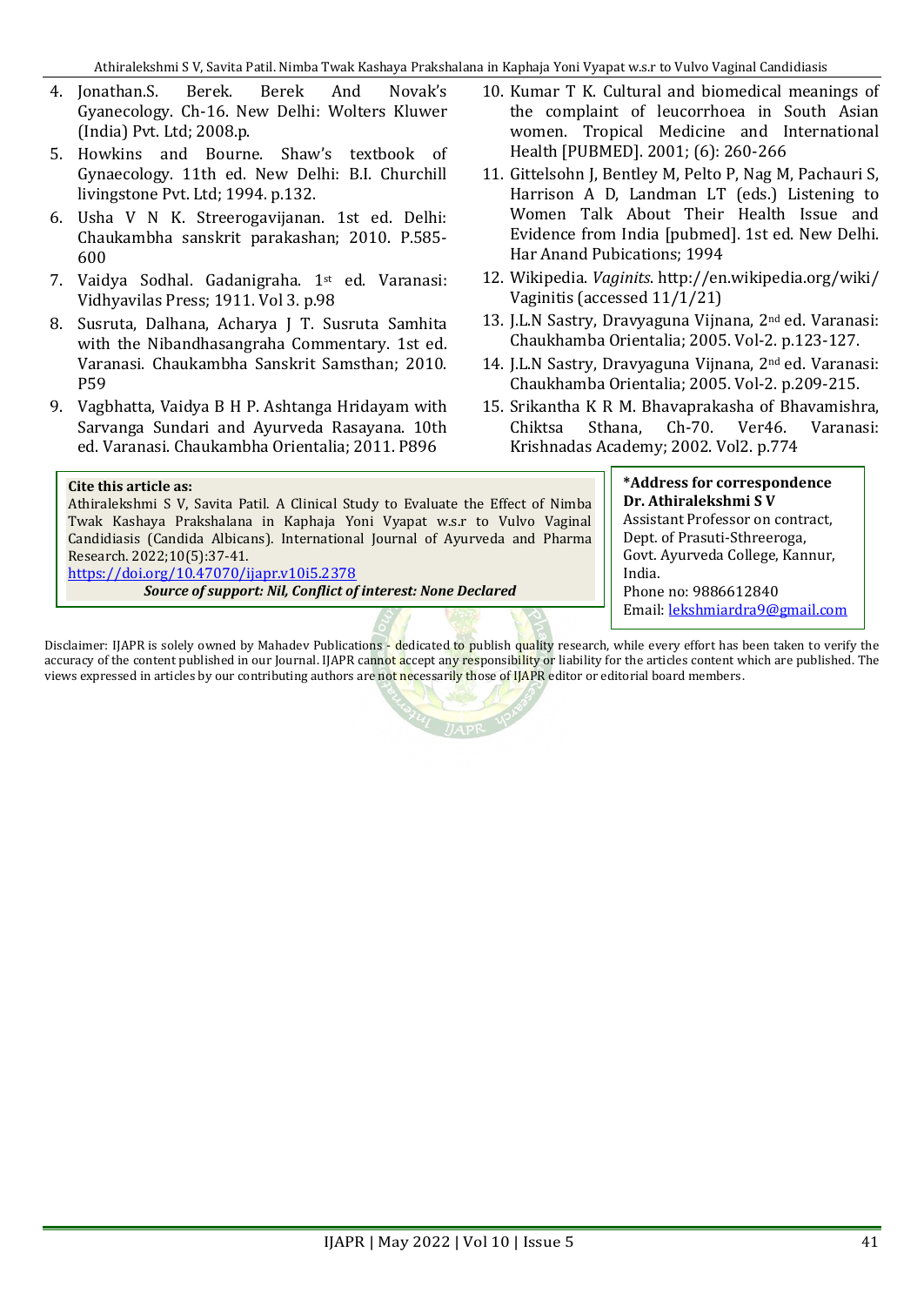4. Jonathan.S. Berek. Berek And Novak's Gyanecology. Ch-16. New Delhi: Wolters Kluwer (India) Pvt. Ltd; 2008.p.
5. Howkins and Bourne. Shaw's textbook of Gynaecology. 11th ed. New Delhi: B.I. Churchill livingstone Pvt. Ltd; 1994. p.132.
6. Usha V N K. Streerogavijanan. 1st ed. Delhi: Chaukambha sanskrit parakashan; 2010. P.585-600
7. Vaidya Sodhal. Gadanigraha. 1st ed. Varanasi: Vidhyavilas Press; 1911. Vol 3. p.98
8. Susruta, Dalhana, Acharya J T. Susruta Samhita with the Nibandhasangraha Commentary. 1st ed. Varanasi. Chaukambha Sanskrit Samsthan; 2010. P59
9. Vagbhatta, Vaidya B H P. Ashtanga Hridayam with Sarvanga Sundari and Ayurveda Rasayana. 10th ed. Varanasi. Chaukambha Orientalia; 2011. P896
10. Kumar T K. Cultural and biomedical meanings of the complaint of leucorrhoea in South Asian women. Tropical Medicine and International Health [PUBMED]. 2001; (6): 260-266
11. Gittelsohn J, Bentley M, Pelto P, Nag M, Pachauri S, Harrison A D, Landman LT (eds.) Listening to Women Talk About Their Health Issue and Evidence from India [pubmed]. 1st ed. New Delhi. Har Anand Pubications; 1994
12. Wikipedia. *Vaginits*. http://en.wikipedia.org/wiki/ Vaginitis (accessed 11/1/21)
13. J.L.N Sastry, Dravyaguna Vijnana, 2nd ed. Varanasi: Chaukhamba Orientalia; 2005. Vol-2. p.123-127.
14. J.L.N Sastry, Dravyaguna Vijnana, 2nd ed. Varanasi: Chaukhamba Orientalia; 2005. Vol-2. p.209-215.
15. Srikantha K R M. Bhavaprakasha of Bhavamishra, Chiktsa Sthana, Ch-70. Ver46. Varanasi: Krishnadas Academy; 2002. Vol2. p.774

**Cite this article as:**
Athiralekshmi S V, Savita Patil. A Clinical Study to Evaluate the Effect of Nimba Twak Kashaya Prakshalana in Kaphaja Yoni Vyapat w.s.r to Vulvo Vaginal Candidiasis (Candida Albicans). International Journal of Ayurveda and Pharma Research. 2022;10(5):37-41.
https://doi.org/10.47070/ijapr.v10i5.2378
***Source of support: Nil, Conflict of interest: None Declared***

**\*Address for correspondence**
**Dr. Athiralekshmi S V**
Assistant Professor on contract,
Dept. of Prasuti-Sthreeroga,
Govt. Ayurveda College, Kannur, India.
Phone no: 9886612840
Email: lekshmiardra9@gmail.com

Disclaimer: IJAPR is solely owned by Mahadev Publications - dedicated to publish quality research, while every effort has been taken to verify the accuracy of the content published in our Journal. IJAPR cannot accept any responsibility or liability for the articles content which are published. The views expressed in articles by our contributing authors are not necessarily those of IJAPR editor or editorial board members.